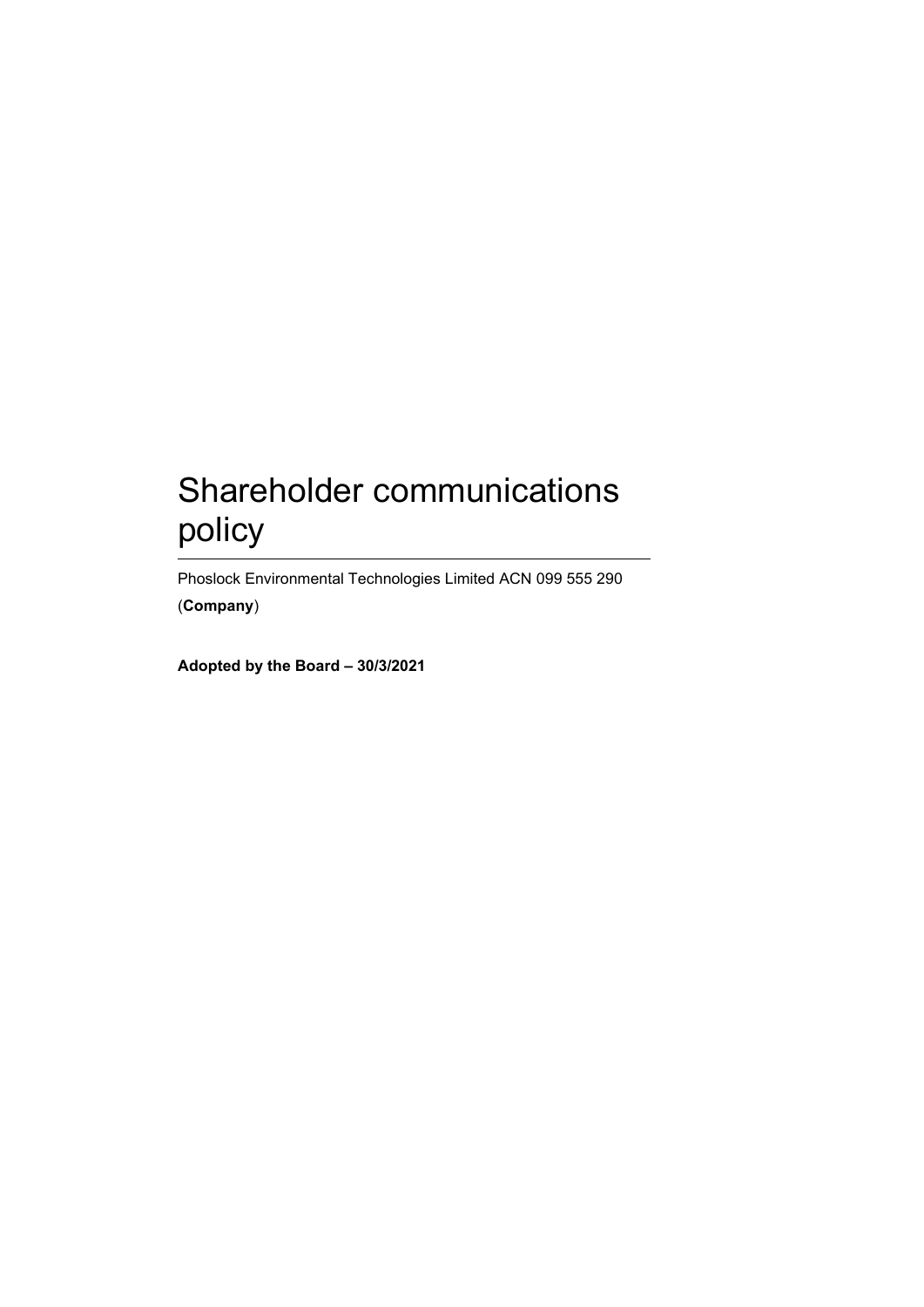# Shareholder communications policy

Phoslock Environmental Technologies Limited ACN 099 555 290 (**Company**)

**Adopted by the Board – 30/3/2021**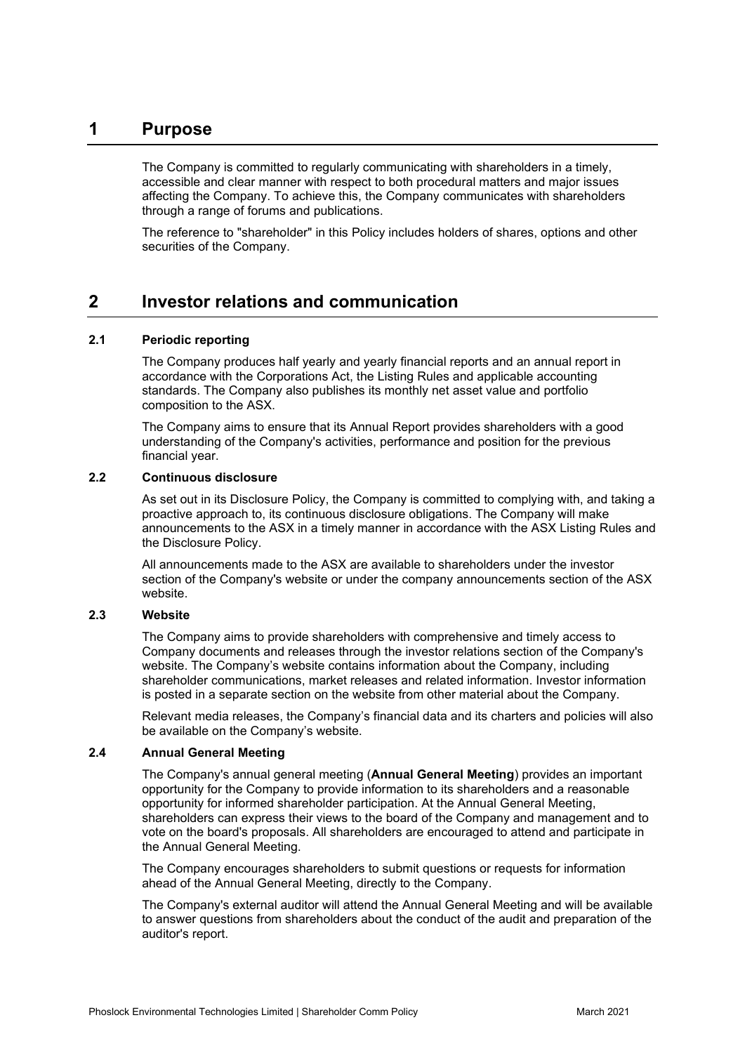# 1 Purpose

The Company is committed to regularly communicating with shareholders in a timely, accessible and clear manner with respect to both procedural matters and major issues affecting the Company. To achieve this, the Company communicates with shareholders through a range of forums and publications.

The reference to "shareholder" in this Policy includes holders of shares, options and other securities of the Company.

# 2 Investor relations and communication

## 2.1 Periodic reporting

The Company produces half yearly and yearly financial reports and an annual report in accordance with the Corporations Act, the Listing Rules and applicable accounting standards. The Company also publishes its monthly net asset value and portfolio composition to the ASX.

The Company aims to ensure that its Annual Report provides shareholders with a good understanding of the Company's activities, performance and position for the previous financial year.

## 2.2 Continuous disclosure

As set out in its Disclosure Policy, the Company is committed to complying with, and taking a proactive approach to, its continuous disclosure obligations. The Company will make announcements to the ASX in a timely manner in accordance with the ASX Listing Rules and the Disclosure Policy.

All announcements made to the ASX are available to shareholders under the investor section of the Company's website or under the company announcements section of the ASX website.

## 2.3 Website

The Company aims to provide shareholders with comprehensive and timely access to Company documents and releases through the investor relations section of the Company's website. The Company's website contains information about the Company, including shareholder communications, market releases and related information. Investor information is posted in a separate section on the website from other material about the Company.

Relevant media releases, the Company's financial data and its charters and policies will also be available on the Company's website.

## 2.4 Annual General Meeting

The Company's annual general meeting (**Annual General Meeting**) provides an important opportunity for the Company to provide information to its shareholders and a reasonable opportunity for informed shareholder participation. At the Annual General Meeting, shareholders can express their views to the board of the Company and management and to vote on the board's proposals. All shareholders are encouraged to attend and participate in the Annual General Meeting.

The Company encourages shareholders to submit questions or requests for information ahead of the Annual General Meeting, directly to the Company.

The Company's external auditor will attend the Annual General Meeting and will be available to answer questions from shareholders about the conduct of the audit and preparation of the auditor's report.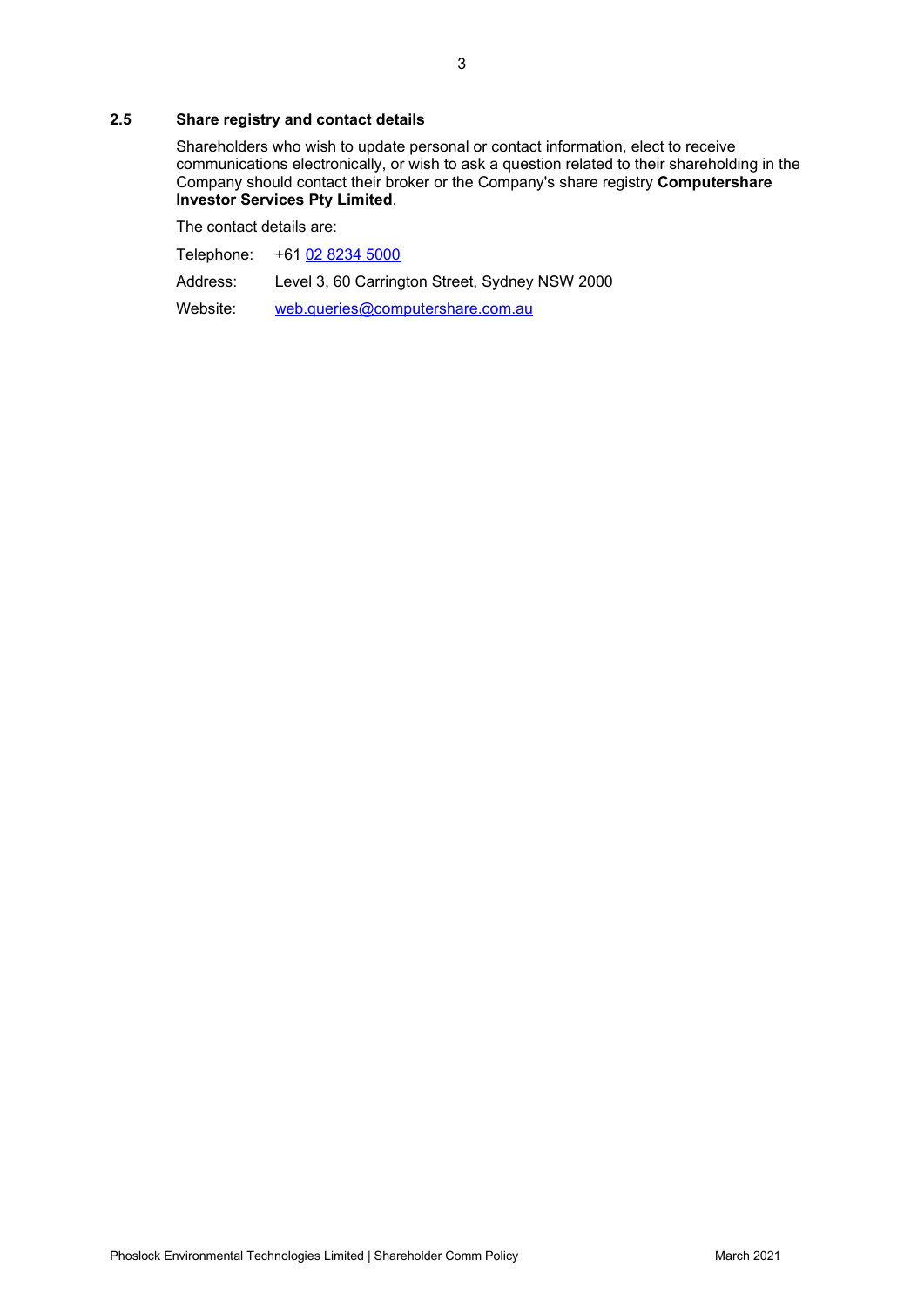### 2.5 Share registry and contact details

Shareholders who wish to update personal or contact information, elect to receive communications electronically, or wish to ask a question related to their shareholding in the Company should contact their broker or the Company's share registry **Computershare Investor Services Pty Limited**.

The contact details are:

| | |
|---|---|
| Telephone: | +61 02 8234 5000 |
| Address: | Level 3, 60 Carrington Street, Sydney NSW 2000 |
| Website: | web.queries@computershare.com.au |